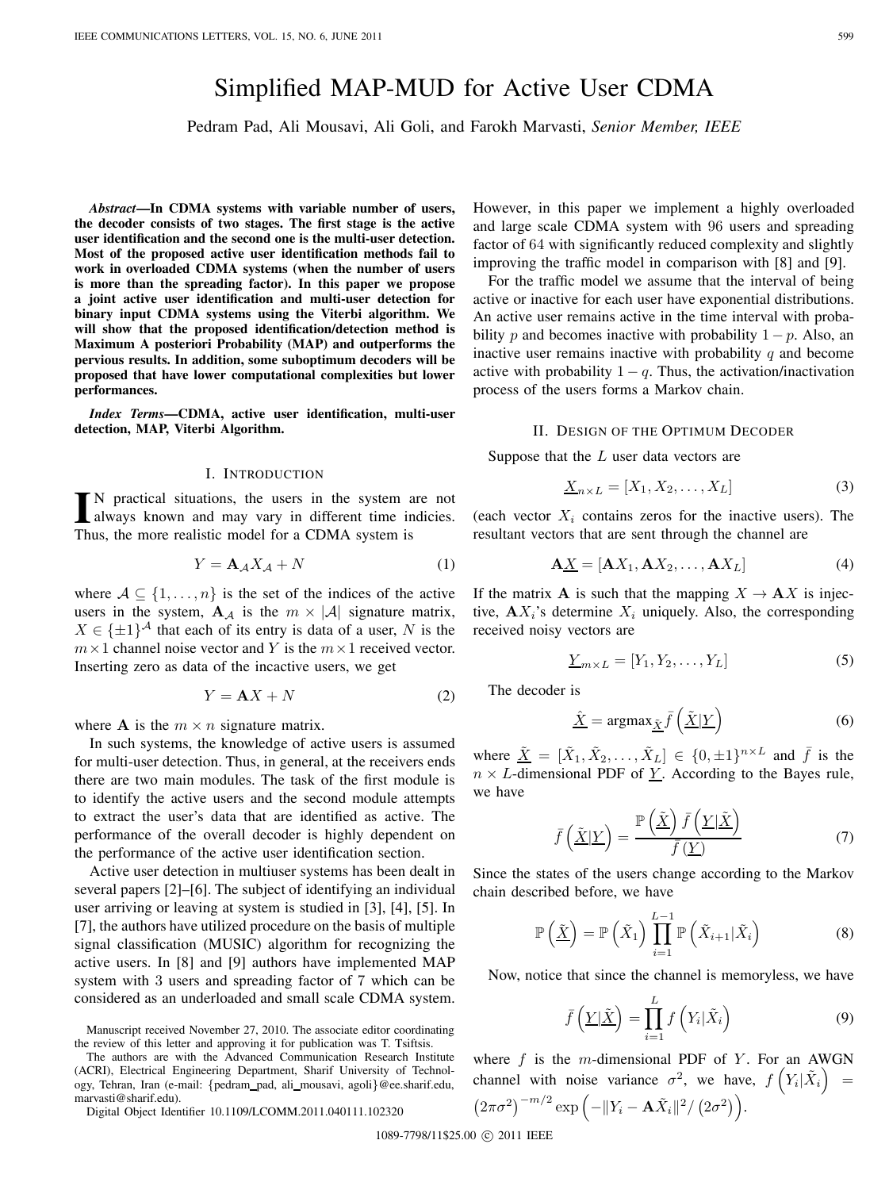# Simplified MAP-MUD for Active User CDMA

Pedram Pad, Ali Mousavi, Ali Golí, and Farokh Marvasti, *Senior Member, IEEE*

***Abstract*—In CDMA systems with variable number of users, the decoder consists of two stages. The first stage is the active user identification and the second one is the multi-user detection. Most of the proposed active user identification methods fail to work in overloaded CDMA systems (when the number of users is more than the spreading factor). In this paper we propose a joint active user identification and multi-user detection for binary input CDMA systems using the Viterbi algorithm. We will show that the proposed identification/detection method is Maximum A posteriori Probability (MAP) and outperforms the pervious results. In addition, some suboptimum decoders will be proposed that have lower computational complexities but lower performances.**

***Index Terms*—CDMA, active user identification, multi-user detection, MAP, Viterbi Algorithm.**

## I. Introduction

In practical situations, the users in the system are not always known and may vary in different time indicies. Thus, the more realistic model for a CDMA system is

$$Y = \mathbf{A}_{\mathcal{A}} X_{\mathcal{A}} + N \tag{1}$$

where $\mathcal{A} \subseteq \{1, \ldots, n\}$ is the set of the indices of the active users in the system, $\mathbf{A}_{\mathcal{A}}$ is the $m \times |\mathcal{A}|$ signature matrix, $X \in \{\pm 1\}^{\mathcal{A}}$ that each of its entry is data of a user, $N$ is the $m \times 1$ channel noise vector and $Y$ is the $m \times 1$ received vector. Inserting zero as data of the incactive users, we get

$$Y = \mathbf{A}X + N \tag{2}$$

where $\mathbf{A}$ is the $m \times n$ signature matrix.

In such systems, the knowledge of active users is assumed for multi-user detection. Thus, in general, at the receivers ends there are two main modules. The task of the first module is to identify the active users and the second module attempts to extract the user's data that are identified as active. The performance of the overall decoder is highly dependent on the performance of the active user identification section.

Active user detection in multiuser systems has been dealt in several papers [2]–[6]. The subject of identifying an individual user arriving or leaving at system is studied in [3], [4], [5]. In [7], the authors have utilized procedure on the basis of multiple signal classification (MUSIC) algorithm for recognizing the active users. In [8] and [9] authors have implemented MAP system with 3 users and spreading factor of 7 which can be considered as an underloaded and small scale CDMA system. However, in this paper we implement a highly overloaded and large scale CDMA system with 96 users and spreading factor of 64 with significantly reduced complexity and slightly improving the traffic model in comparison with [8] and [9].

For the traffic model we assume that the interval of being active or inactive for each user have exponential distributions. An active user remains active in the time interval with probability $p$ and becomes inactive with probability $1-p$. Also, an inactive user remains inactive with probability $q$ and become active with probability $1-q$. Thus, the activation/inactivation process of the users forms a Markov chain.

Manuscript received November 27, 2010. The associate editor coordinating the review of this letter and approving it for publication was T. Tsiftsis.

The authors are with the Advanced Communication Research Institute (ACRI), Electrical Engineering Department, Sharif University of Technology, Tehran, Iran (e-mail: {pedram_pad, ali_mousavi, agoli}@ee.sharif.edu, marvasti@sharif.edu).

Digital Object Identifier 10.1109/LCOMM.2011.040111.102320

## II. Design of the Optimum Decoder

Suppose that the $L$ user data vectors are

$$\underline{X}_{n\times L} = [X_1, X_2, \ldots, X_L] \tag{3}$$

(each vector $X_i$ contains zeros for the inactive users). The resultant vectors that are sent through the channel are

$$\mathbf{A}\underline{X} = [\mathbf{A}X_1, \mathbf{A}X_2, \ldots, \mathbf{A}X_L] \tag{4}$$

If the matrix $\mathbf{A}$ is such that the mapping $X \to \mathbf{A}X$ is injective, $\mathbf{A}X_i$'s determine $X_i$ uniquely. Also, the corresponding received noisy vectors are

$$\underline{Y}_{m\times L} = [Y_1, Y_2, \ldots, Y_L] \tag{5}$$

The decoder is

$$\underline{\hat{X}} = \text{argmax}_{\underline{\tilde{X}}} \bar{f}\left(\underline{\tilde{X}}|\underline{Y}\right) \tag{6}$$

where $\underline{\tilde{X}} = [\tilde{X}_1, \tilde{X}_2, \ldots, \tilde{X}_L] \in \{0, \pm 1\}^{n\times L}$ and $\bar{f}$ is the $n \times L$-dimensional PDF of $\underline{Y}$. According to the Bayes rule, we have

$$\bar{f}\left(\underline{\tilde{X}}|\underline{Y}\right) = \frac{\mathbb{P}\left(\underline{\tilde{X}}\right)\bar{f}\left(\underline{Y}|\underline{\tilde{X}}\right)}{\bar{f}\left(\underline{Y}\right)} \tag{7}$$

Since the states of the users change according to the Markov chain described before, we have

$$\mathbb{P}\left(\underline{\tilde{X}}\right) = \mathbb{P}\left(\tilde{X}_1\right)\prod_{i=1}^{L-1}\mathbb{P}\left(\tilde{X}_{i+1}|\tilde{X}_i\right) \tag{8}$$

Now, notice that since the channel is memoryless, we have

$$\bar{f}\left(\underline{Y}|\underline{\tilde{X}}\right) = \prod_{i=1}^{L} f\left(Y_i|\tilde{X}_i\right) \tag{9}$$

where $f$ is the $m$-dimensional PDF of $Y$. For an AWGN channel with noise variance $\sigma^2$, we have, $f\left(Y_i|\tilde{X}_i\right) = \left(2\pi\sigma^2\right)^{-m/2}\exp\left(-\|Y_i - \mathbf{A}\tilde{X}_i\|^2/\left(2\sigma^2\right)\right)$.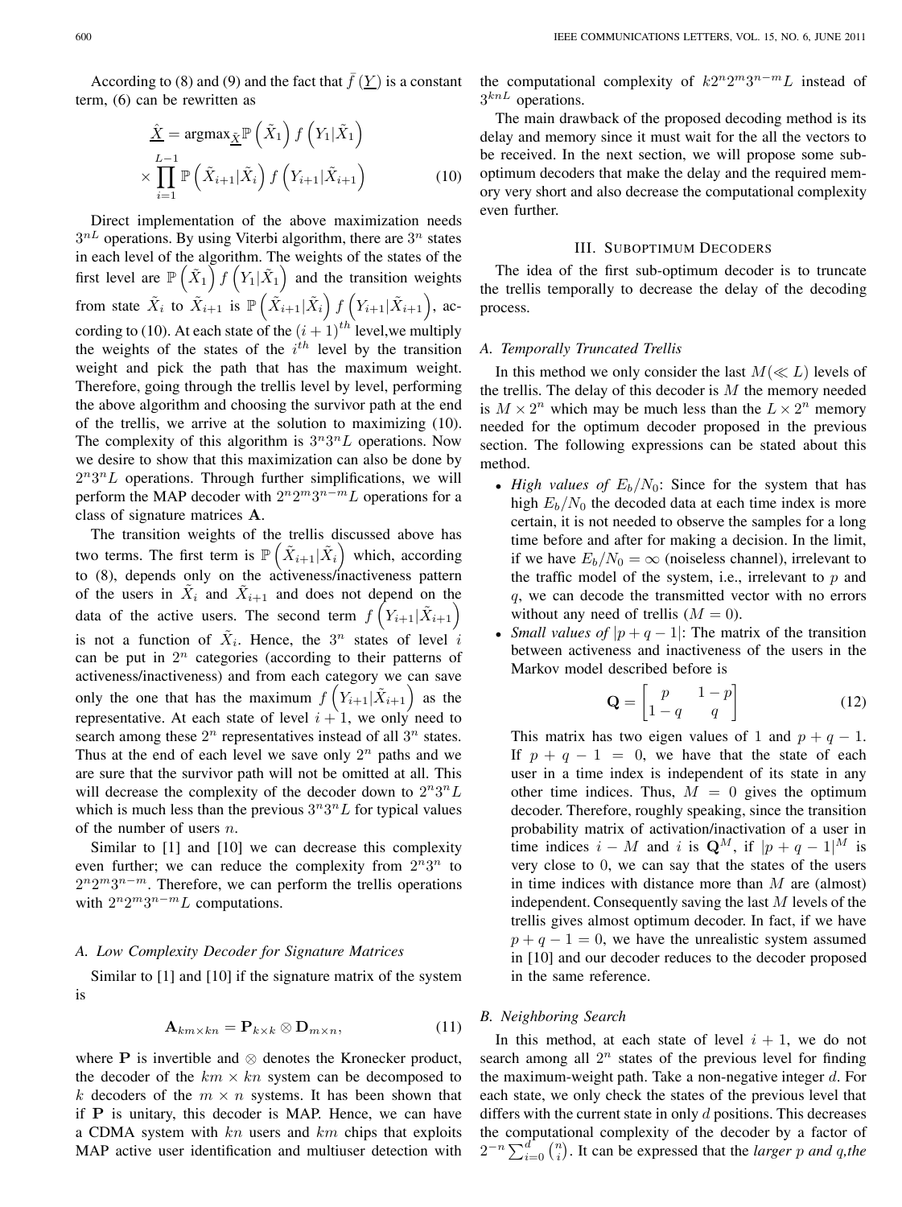According to (8) and (9) and the fact that $\bar{f}\left(\underline{Y}\right)$ is a constant term, (6) can be rewritten as

$$\underline{\hat{X}} = \text{argmax}_{\underline{\tilde{X}}} \mathbb{P}\left(\tilde{X}_1\right) f\left(Y_1|\tilde{X}_1\right) \times \prod_{i=1}^{L-1} \mathbb{P}\left(\tilde{X}_{i+1}|\tilde{X}_i\right) f\left(Y_{i+1}|\tilde{X}_{i+1}\right) \tag{10}$$

Direct implementation of the above maximization needs $3^{nL}$ operations. By using Viterbi algorithm, there are $3^n$ states in each level of the algorithm. The weights of the states of the first level are $\mathbb{P}\left(\tilde{X}_1\right) f\left(Y_1|\tilde{X}_1\right)$ and the transition weights from state $\tilde{X}_i$ to $\tilde{X}_{i+1}$ is $\mathbb{P}\left(\tilde{X}_{i+1}|\tilde{X}_i\right) f\left(Y_{i+1}|\tilde{X}_{i+1}\right)$, according to (10). At each state of the $(i+1)^{th}$ level,we multiply the weights of the states of the $i^{th}$ level by the transition weight and pick the path that has the maximum weight. Therefore, going through the trellis level by level, performing the above algorithm and choosing the survivor path at the end of the trellis, we arrive at the solution to maximizing (10). The complexity of this algorithm is $3^n 3^n L$ operations. Now we desire to show that this maximization can also be done by $2^n 3^n L$ operations. Through further simplifications, we will perform the MAP decoder with $2^n 2^m 3^{n-m} L$ operations for a class of signature matrices $\mathbf{A}$.

The transition weights of the trellis discussed above has two terms. The first term is $\mathbb{P}\left(\tilde{X}_{i+1}|\tilde{X}_i\right)$ which, according to (8), depends only on the activeness/inactiveness pattern of the users in $\tilde{X}_i$ and $\tilde{X}_{i+1}$ and does not depend on the data of the active users. The second term $f\left(Y_{i+1}|\tilde{X}_{i+1}\right)$ is not a function of $\tilde{X}_i$. Hence, the $3^n$ states of level $i$ can be put in $2^n$ categories (according to their patterns of activeness/inactiveness) and from each category we can save only the one that has the maximum $f\left(Y_{i+1}|\tilde{X}_{i+1}\right)$ as the representative. At each state of level $i+1$, we only need to search among these $2^n$ representatives instead of all $3^n$ states. Thus at the end of each level we save only $2^n$ paths and we are sure that the survivor path will not be omitted at all. This will decrease the complexity of the decoder down to $2^n 3^n L$ which is much less than the previous $3^n 3^n L$ for typical values of the number of users $n$.

Similar to [1] and [10] we can decrease this complexity even further; we can reduce the complexity from $2^n 3^n$ to $2^n 2^m 3^{n-m}$. Therefore, we can perform the trellis operations with $2^n 2^m 3^{n-m} L$ computations.

### A. Low Complexity Decoder for Signature Matrices

Similar to [1] and [10] if the signature matrix of the system is

$$\mathbf{A}_{km \times kn} = \mathbf{P}_{k \times k} \otimes \mathbf{D}_{m \times n}, \tag{11}$$

where $\mathbf{P}$ is invertible and $\otimes$ denotes the Kronecker product, the decoder of the $km \times kn$ system can be decomposed to $k$ decoders of the $m \times n$ systems. It has been shown that if $\mathbf{P}$ is unitary, this decoder is MAP. Hence, we can have a CDMA system with $kn$ users and $km$ chips that exploits MAP active user identification and multiuser detection with the computational complexity of $k 2^n 2^m 3^{n-m} L$ instead of $3^{knL}$ operations.

The main drawback of the proposed decoding method is its delay and memory since it must wait for the all the vectors to be received. In the next section, we will propose some sub-optimum decoders that make the delay and the required memory very short and also decrease the computational complexity even further.

## III. Suboptimum Decoders

The idea of the first sub-optimum decoder is to truncate the trellis temporally to decrease the delay of the decoding process.

### A. Temporally Truncated Trellis

In this method we only consider the last $M(\ll L)$ levels of the trellis. The delay of this decoder is $M$ the memory needed is $M \times 2^n$ which may be much less than the $L \times 2^n$ memory needed for the optimum decoder proposed in the previous section. The following expressions can be stated about this method.

- *High values of $E_b/N_0$*: Since for the system that has high $E_b/N_0$ the decoded data at each time index is more certain, it is not needed to observe the samples for a long time before and after for making a decision. In the limit, if we have $E_b/N_0 = \infty$ (noiseless channel), irrelevant to the traffic model of the system, i.e., irrelevant to $p$ and $q$, we can decode the transmitted vector with no errors without any need of trellis ($M = 0$).
- *Small values of $|p+q-1|$*: The matrix of the transition between activeness and inactiveness of the users in the Markov model described before is

$$\mathbf{Q} = \begin{bmatrix} p & 1-p \\ 1-q & q \end{bmatrix} \tag{12}$$

This matrix has two eigen values of 1 and $p+q-1$. If $p+q-1 = 0$, we have that the state of each user in a time index is independent of its state in any other time indices. Thus, $M = 0$ gives the optimum decoder. Therefore, roughly speaking, since the transition probability matrix of activation/inactivation of a user in time indices $i-M$ and $i$ is $\mathbf{Q}^M$, if $|p+q-1|^M$ is very close to 0, we can say that the states of the users in time indices with distance more than $M$ are (almost) independent. Consequently saving the last $M$ levels of the trellis gives almost optimum decoder. In fact, if we have $p+q-1 = 0$, we have the unrealistic system assumed in [10] and our decoder reduces to the decoder proposed in the same reference.

### B. Neighboring Search

In this method, at each state of level $i+1$, we do not search among all $2^n$ states of the previous level for finding the maximum-weight path. Take a non-negative integer $d$. For each state, we only check the states of the previous level that differs with the current state in only $d$ positions. This decreases the computational complexity of the decoder by a factor of $2^{-n}\sum_{i=0}^{d}\binom{n}{i}$. It can be expressed that the *larger $p$ and $q$,the*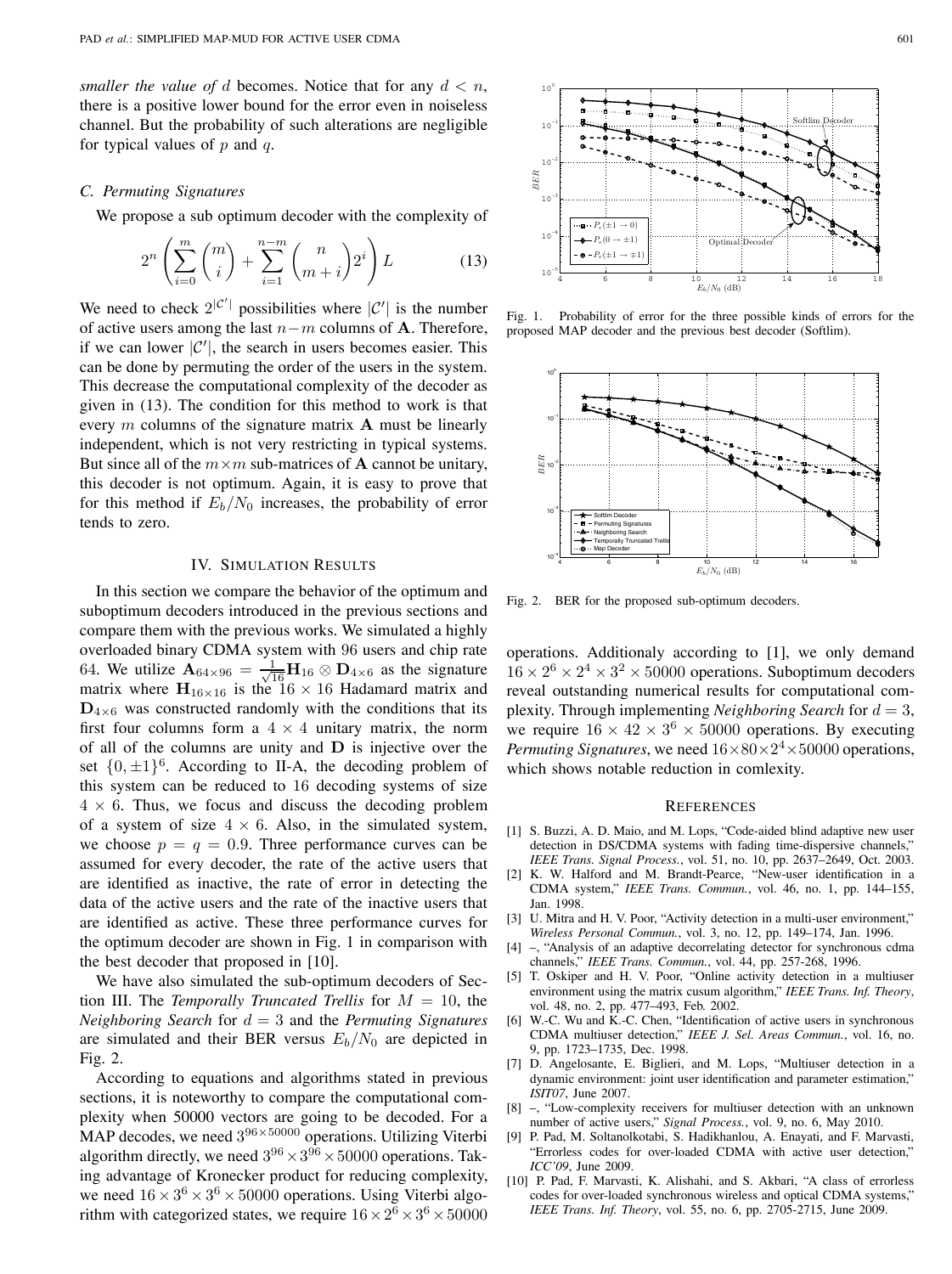*smaller the value of* $d$ becomes. Notice that for any $d < n$, there is a positive lower bound for the error even in noiseless channel. But the probability of such alterations are negligible for typical values of $p$ and $q$.

### C. Permuting Signatures

We propose a sub optimum decoder with the complexity of

$$2^n \left( \sum_{i=0}^{m} \binom{m}{i} + \sum_{i=1}^{n-m} \binom{n}{m+i} 2^i \right) L \tag{13}$$

We need to check $2^{|\mathcal{C}'|}$ possibilities where $|\mathcal{C}'|$ is the number of active users among the last $n-m$ columns of $\mathbf{A}$. Therefore, if we can lower $|\mathcal{C}'|$, the search in users becomes easier. This can be done by permuting the order of the users in the system. This decrease the computational complexity of the decoder as given in (13). The condition for this method to work is that every $m$ columns of the signature matrix $\mathbf{A}$ must be linearly independent, which is not very restricting in typical systems. But since all of the $m \times m$ sub-matrices of $\mathbf{A}$ cannot be unitary, this decoder is not optimum. Again, it is easy to prove that for this method if $E_b/N_0$ increases, the probability of error tends to zero.

## IV. Simulation Results

In this section we compare the behavior of the optimum and suboptimum decoders introduced in the previous sections and compare them with the previous works. We simulated a highly overloaded binary CDMA system with 96 users and chip rate 64. We utilize $\mathbf{A}_{64\times96} = \frac{1}{\sqrt{16}}\mathbf{H}_{16} \otimes \mathbf{D}_{4\times6}$ as the signature matrix where $\mathbf{H}_{16\times16}$ is the $16 \times 16$ Hadamard matrix and $\mathbf{D}_{4\times6}$ was constructed randomly with the conditions that its first four columns form a $4 \times 4$ unitary matrix, the norm of all of the columns are unity and $\mathbf{D}$ is injective over the set $\{0, \pm1\}^6$. According to II-A, the decoding problem of this system can be reduced to 16 decoding systems of size $4 \times 6$. Thus, we focus and discuss the decoding problem of a system of size $4 \times 6$. Also, in the simulated system, we choose $p = q = 0.9$. Three performance curves can be assumed for every decoder, the rate of the active users that are identified as inactive, the rate of error in detecting the data of the active users and the rate of the inactive users that are identified as active. These three performance curves for the optimum decoder are shown in Fig. 1 in comparison with the best decoder that proposed in [10].

We have also simulated the sub-optimum decoders of Section III. The *Temporally Truncated Trellis* for $M = 10$, the *Neighboring Search* for $d = 3$ and the *Permuting Signatures* are simulated and their BER versus $E_b/N_0$ are depicted in Fig. 2.

According to equations and algorithms stated in previous sections, it is noteworthy to compare the computational complexity when 50000 vectors are going to be decoded. For a MAP decodes, we need $3^{96\times50000}$ operations. Utilizing Viterbi algorithm directly, we need $3^{96} \times 3^{96} \times 50000$ operations. Taking advantage of Kronecker product for reducing complexity, we need $16 \times 3^6 \times 3^6 \times 50000$ operations. Using Viterbi algorithm with categorized states, we require $16 \times 2^6 \times 3^6 \times 50000$ operations. Additionaly according to [1], we only demand $16 \times 2^6 \times 2^4 \times 3^2 \times 50000$ operations. Suboptimum decoders reveal outstanding numerical results for computational complexity. Through implementing *Neighboring Search* for $d = 3$, we require $16 \times 42 \times 3^6 \times 50000$ operations. By executing *Permuting Signatures*, we need $16 \times 80 \times 2^4 \times 50000$ operations, which shows notable reduction in comlexity.

BER
$E_b/N_0$ (dB)
Softlim Decoder
Optimal Decoder
$P_e(\pm1 \to 0)$
$P_e(0 \to \pm1)$
$P_e(\pm1 \to \mp1)$

Fig. 1. Probability of error for the three possible kinds of errors for the proposed MAP decoder and the previous best decoder (Softlim).

BER
$E_b/N_0$ (dB)
Softlim Decoder
Permuting Signatures
Neighboring Search
Temporally Truncated Trellis
Map Decoder

Fig. 2. BER for the proposed sub-optimum decoders.

## References

[1] S. Buzzi, A. D. Maio, and M. Lops, "Code-aided blind adaptive new user detection in DS/CDMA systems with fading time-dispersive channels," *IEEE Trans. Signal Process.*, vol. 51, no. 10, pp. 2637–2649, Oct. 2003.

[2] K. W. Halford and M. Brandt-Pearce, "New-user identification in a CDMA system," *IEEE Trans. Commun.*, vol. 46, no. 1, pp. 144–155, Jan. 1998.

[3] U. Mitra and H. V. Poor, "Activity detection in a multi-user environment," *Wireless Personal Commun.*, vol. 3, no. 12, pp. 149–174, Jan. 1996.

[4] –, "Analysis of an adaptive decorrelating detector for synchronous cdma channels," *IEEE Trans. Commun.*, vol. 44, pp. 257-268, 1996.

[5] T. Oskiper and H. V. Poor, "Online activity detection in a multiuser environment using the matrix cusum algorithm," *IEEE Trans. Inf. Theory*, vol. 48, no. 2, pp. 477–493, Feb. 2002.

[6] W.-C. Wu and K.-C. Chen, "Identification of active users in synchronous CDMA multiuser detection," *IEEE J. Sel. Areas Commun.*, vol. 16, no. 9, pp. 1723–1735, Dec. 1998.

[7] D. Angelosante, E. Biglieri, and M. Lops, "Multiuser detection in a dynamic environment: joint user identification and parameter estimation," *ISIT07*, June 2007.

[8] –, "Low-complexity receivers for multiuser detection with an unknown number of active users," *Signal Process.*, vol. 9, no. 6, May 2010.

[9] P. Pad, M. Soltanolkotabi, S. Hadikhanlou, A. Enayati, and F. Marvasti, "Errorless codes for over-loaded CDMA with active user detection," *ICC'09*, June 2009.

[10] P. Pad, F. Marvasti, K. Alishahi, and S. Akbari, "A class of errorless codes for over-loaded synchronous wireless and optical CDMA systems," *IEEE Trans. Inf. Theory*, vol. 55, no. 6, pp. 2705-2715, June 2009.